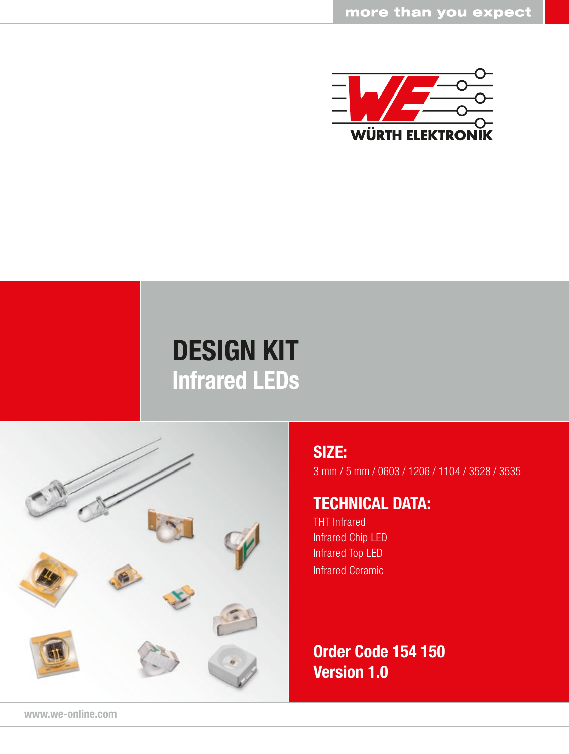more than you expect

WÜRTH ELEKTRONIK

# DESIGN KIT
## Infrared LEDs

### SIZE:
3 mm / 5 mm / 0603 / 1206 / 1104 / 3528 / 3535

### TECHNICAL DATA:
THT Infrared
Infrared Chip LED
Infrared Top LED
Infrared Ceramic

**Order Code 154 150**
**Version 1.0**

www.we-online.com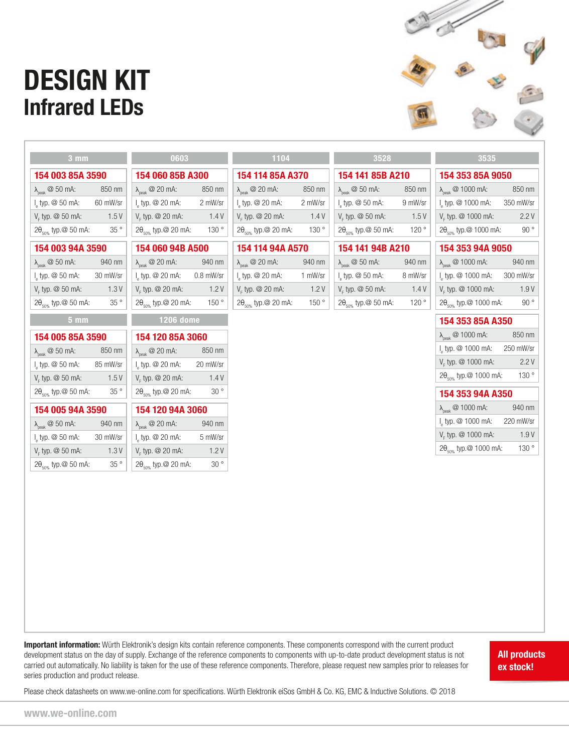# DESIGN KIT

## Infrared LEDs

### 3 mm

**154 003 85A 3590**

| | |
|---|---|
| $\lambda_{peak}$ @ 50 mA: | 850 nm |
| $I_e$ typ. @ 50 mA: | 60 mW/sr |
| $V_F$ typ. @ 50 mA: | 1.5 V |
| $2\theta_{50\%}$ typ.@ 50 mA: | 35 ° |

**154 003 94A 3590**

| | |
|---|---|
| $\lambda_{peak}$ @ 50 mA: | 940 nm |
| $I_e$ typ. @ 50 mA: | 30 mW/sr |
| $V_F$ typ. @ 50 mA: | 1.3 V |
| $2\theta_{50\%}$ typ.@ 50 mA: | 35 ° |

### 0603

**154 060 85B A300**

| | |
|---|---|
| $\lambda_{peak}$ @ 20 mA: | 850 nm |
| $I_e$ typ. @ 20 mA: | 2 mW/sr |
| $V_F$ typ. @ 20 mA: | 1.4 V |
| $2\theta_{50\%}$ typ.@ 20 mA: | 130 ° |

**154 060 94B A500**

| | |
|---|---|
| $\lambda_{peak}$ @ 20 mA: | 940 nm |
| $I_e$ typ. @ 20 mA: | 0.8 mW/sr |
| $V_F$ typ. @ 20 mA: | 1.2 V |
| $2\theta_{50\%}$ typ.@ 20 mA: | 150 ° |

### 1104

**154 114 85A A370**

| | |
|---|---|
| $\lambda_{peak}$ @ 20 mA: | 850 nm |
| $I_e$ typ. @ 20 mA: | 2 mW/sr |
| $V_F$ typ. @ 20 mA: | 1.4 V |
| $2\theta_{50\%}$ typ.@ 20 mA: | 130 ° |

**154 114 94A A570**

| | |
|---|---|
| $\lambda_{peak}$ @ 20 mA: | 940 nm |
| $I_e$ typ. @ 20 mA: | 1 mW/sr |
| $V_F$ typ. @ 20 mA: | 1.2 V |
| $2\theta_{50\%}$ typ.@ 20 mA: | 150 ° |

### 3528

**154 141 85B A210**

| | |
|---|---|
| $\lambda_{peak}$ @ 50 mA: | 850 nm |
| $I_e$ typ. @ 50 mA: | 9 mW/sr |
| $V_F$ typ. @ 50 mA: | 1.5 V |
| $2\theta_{50\%}$ typ.@ 50 mA: | 120 ° |

**154 141 94B A210**

| | |
|---|---|
| $\lambda_{peak}$ @ 50 mA: | 940 nm |
| $I_e$ typ. @ 50 mA: | 8 mW/sr |
| $V_F$ typ. @ 50 mA: | 1.4 V |
| $2\theta_{50\%}$ typ.@ 50 mA: | 120 ° |

### 3535

**154 353 85A 9050**

| | |
|---|---|
| $\lambda_{peak}$ @ 1000 mA: | 850 nm |
| $I_e$ typ. @ 1000 mA: | 350 mW/sr |
| $V_F$ typ. @ 1000 mA: | 2.2 V |
| $2\theta_{50\%}$ typ.@ 1000 mA: | 90 ° |

**154 353 94A 9050**

| | |
|---|---|
| $\lambda_{peak}$ @ 1000 mA: | 940 nm |
| $I_e$ typ. @ 1000 mA: | 300 mW/sr |
| $V_F$ typ. @ 1000 mA: | 1.9 V |
| $2\theta_{50\%}$ typ.@ 1000 mA: | 90 ° |

**154 353 85A A350**

| | |
|---|---|
| $\lambda_{peak}$ @ 1000 mA: | 850 nm |
| $I_e$ typ. @ 1000 mA: | 250 mW/sr |
| $V_F$ typ. @ 1000 mA: | 2.2 V |
| $2\theta_{50\%}$ typ.@ 1000 mA: | 130 ° |

**154 353 94A A350**

| | |
|---|---|
| $\lambda_{peak}$ @ 1000 mA: | 940 nm |
| $I_e$ typ. @ 1000 mA: | 220 mW/sr |
| $V_F$ typ. @ 1000 mA: | 1.9 V |
| $2\theta_{50\%}$ typ.@ 1000 mA: | 130 ° |

### 5 mm

**154 005 85A 3590**

| | |
|---|---|
| $\lambda_{peak}$ @ 50 mA: | 850 nm |
| $I_e$ typ. @ 50 mA: | 85 mW/sr |
| $V_F$ typ. @ 50 mA: | 1.5 V |
| $2\theta_{50\%}$ typ.@ 50 mA: | 35 ° |

**154 005 94A 3590**

| | |
|---|---|
| $\lambda_{peak}$ @ 50 mA: | 940 nm |
| $I_e$ typ. @ 50 mA: | 30 mW/sr |
| $V_F$ typ. @ 50 mA: | 1.3 V |
| $2\theta_{50\%}$ typ.@ 50 mA: | 35 ° |

### 1206 dome

**154 120 85A 3060**

| | |
|---|---|
| $\lambda_{peak}$ @ 20 mA: | 850 nm |
| $I_e$ typ. @ 20 mA: | 20 mW/sr |
| $V_F$ typ. @ 20 mA: | 1.4 V |
| $2\theta_{50\%}$ typ.@ 20 mA: | 30 ° |

**154 120 94A 3060**

| | |
|---|---|
| $\lambda_{peak}$ @ 20 mA: | 940 nm |
| $I_e$ typ. @ 20 mA: | 5 mW/sr |
| $V_F$ typ. @ 20 mA: | 1.2 V |
| $2\theta_{50\%}$ typ.@ 20 mA: | 30 ° |

**Important information:** Würth Elektronik's design kits contain reference components. These components correspond with the current product development status on the day of supply. Exchange of the reference components to components with up-to-date product development status is not carried out automatically. No liability is taken for the use of these reference components. Therefore, please request new samples prior to releases for series production and product release.

**All products ex stock!**

Please check datasheets on www.we-online.com for specifications. Würth Elektronik eiSos GmbH & Co. KG, EMC & Inductive Solutions. © 2018

www.we-online.com